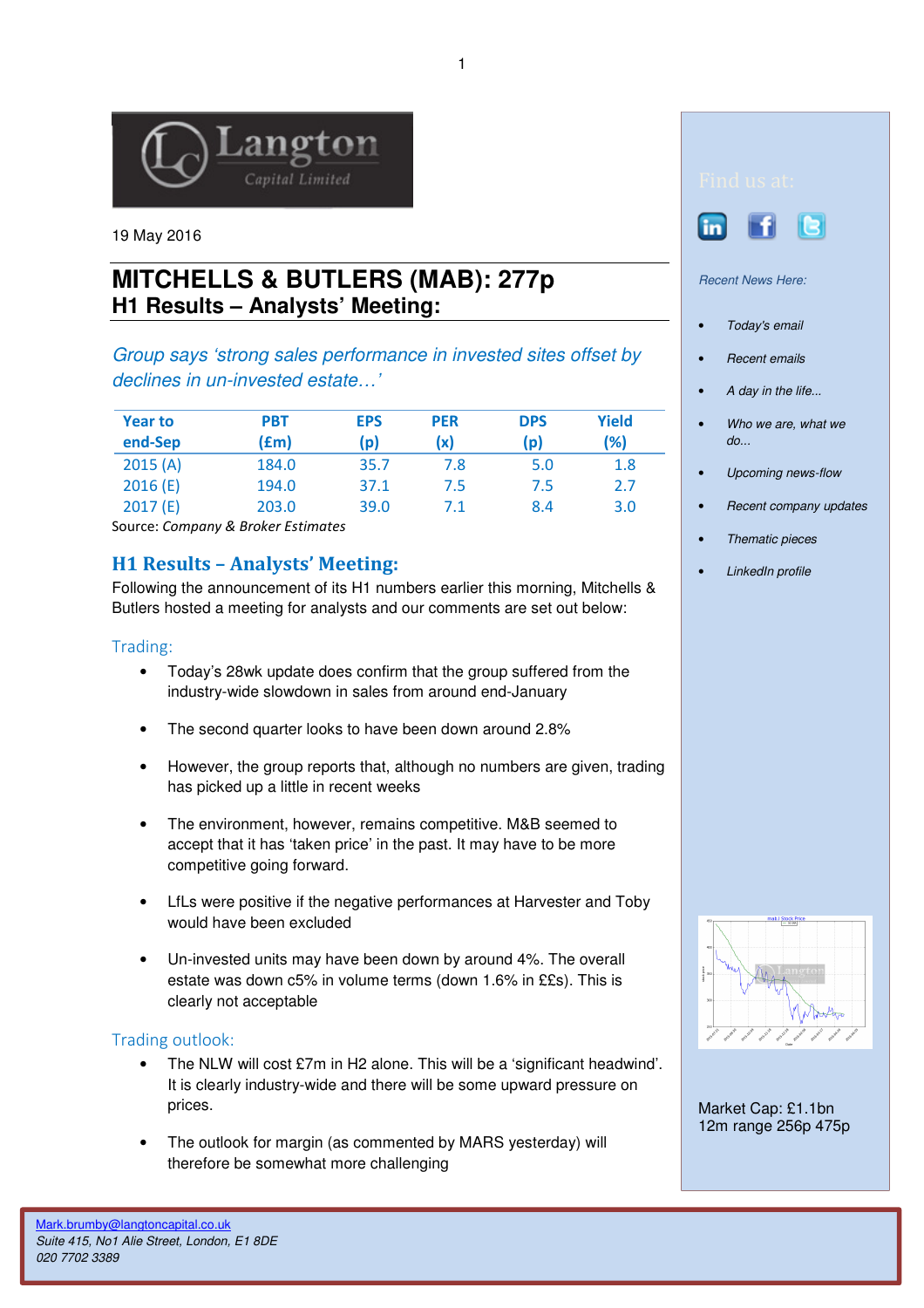Langton Capital Limited

19 May 2016

# MITCHELLS & BUTLERS (MAB): 277p
## H1 Results – Analysts' Meeting:

*Group says 'strong sales performance in invested sites offset by declines in un-invested estate…'*

| Year to end-Sep | PBT (£m) | EPS (p) | PER (x) | DPS (p) | Yield (%) |
|---|---|---|---|---|---|
| 2015 (A) | 184.0 | 35.7 | 7.8 | 5.0 | 1.8 |
| 2016 (E) | 194.0 | 37.1 | 7.5 | 7.5 | 2.7 |
| 2017 (E) | 203.0 | 39.0 | 7.1 | 8.4 | 3.0 |

Source: *Company & Broker Estimates*

## H1 Results – Analysts' Meeting:

Following the announcement of its H1 numbers earlier this morning, Mitchells & Butlers hosted a meeting for analysts and our comments are set out below:

### Trading:

- Today's 28wk update does confirm that the group suffered from the industry-wide slowdown in sales from around end-January
- The second quarter looks to have been down around 2.8%
- However, the group reports that, although no numbers are given, trading has picked up a little in recent weeks
- The environment, however, remains competitive. M&B seemed to accept that it has 'taken price' in the past. It may have to be more competitive going forward.
- LfLs were positive if the negative performances at Harvester and Toby would have been excluded
- Un-invested units may have been down by around 4%. The overall estate was down c5% in volume terms (down 1.6% in ££s). This is clearly not acceptable

### Trading outlook:

- The NLW will cost £7m in H2 alone. This will be a 'significant headwind'. It is clearly industry-wide and there will be some upward pressure on prices.
- The outlook for margin (as commented by MARS yesterday) will therefore be somewhat more challenging

Find us at:

*Recent News Here:*

- *Today's email*
- *Recent emails*
- *A day in the life...*
- *Who we are, what we do...*
- *Upcoming news-flow*
- *Recent company updates*
- *Thematic pieces*
- *LinkedIn profile*

Market Cap: £1.1bn
12m range 256p 475p

Mark.brumby@langtoncapital.co.uk
*Suite 415, No1 Alie Street, London, E1 8DE*
*020 7702 3389*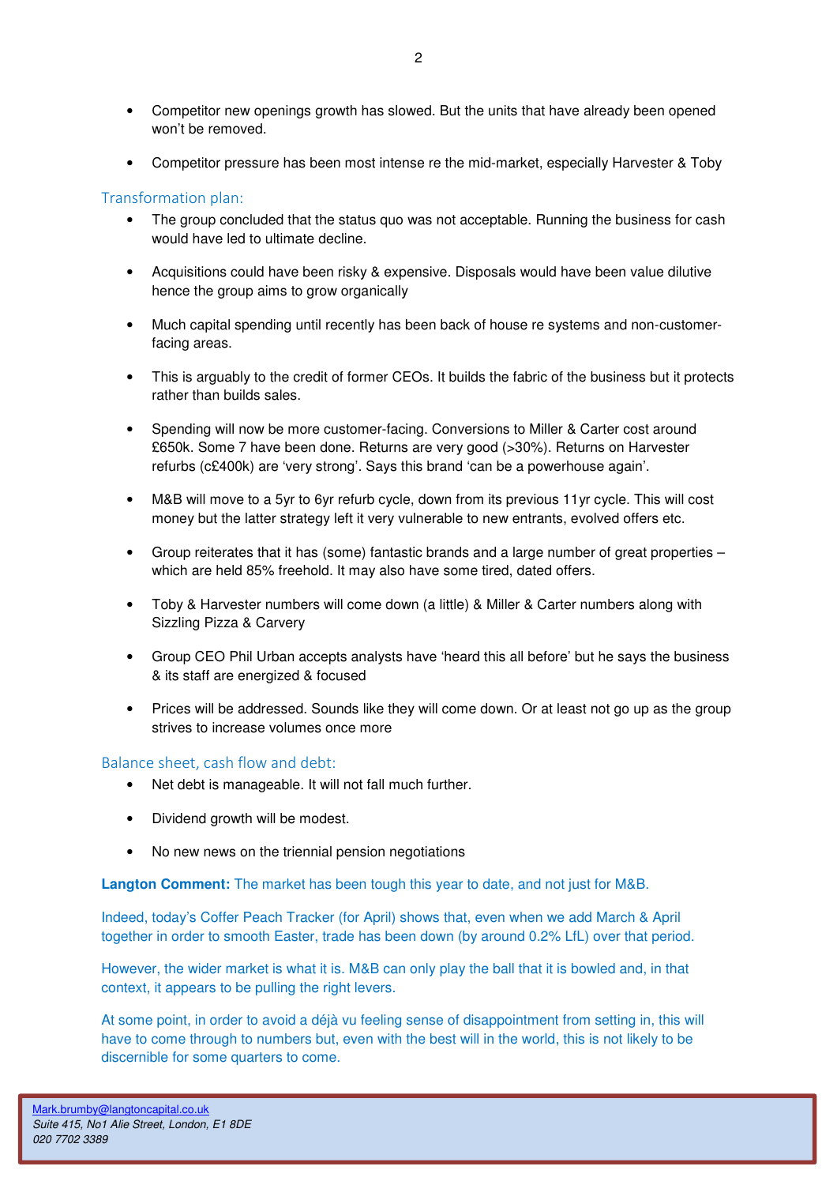- Competitor new openings growth has slowed. But the units that have already been opened won't be removed.
- Competitor pressure has been most intense re the mid-market, especially Harvester & Toby

## Transformation plan:

- The group concluded that the status quo was not acceptable. Running the business for cash would have led to ultimate decline.
- Acquisitions could have been risky & expensive. Disposals would have been value dilutive hence the group aims to grow organically
- Much capital spending until recently has been back of house re systems and non-customer-facing areas.
- This is arguably to the credit of former CEOs. It builds the fabric of the business but it protects rather than builds sales.
- Spending will now be more customer-facing. Conversions to Miller & Carter cost around £650k. Some 7 have been done. Returns are very good (>30%). Returns on Harvester refurbs (c£400k) are 'very strong'. Says this brand 'can be a powerhouse again'.
- M&B will move to a 5yr to 6yr refurb cycle, down from its previous 11yr cycle. This will cost money but the latter strategy left it very vulnerable to new entrants, evolved offers etc.
- Group reiterates that it has (some) fantastic brands and a large number of great properties – which are held 85% freehold. It may also have some tired, dated offers.
- Toby & Harvester numbers will come down (a little) & Miller & Carter numbers along with Sizzling Pizza & Carvery
- Group CEO Phil Urban accepts analysts have 'heard this all before' but he says the business & its staff are energized & focused
- Prices will be addressed. Sounds like they will come down. Or at least not go up as the group strives to increase volumes once more

## Balance sheet, cash flow and debt:

- Net debt is manageable. It will not fall much further.
- Dividend growth will be modest.
- No new news on the triennial pension negotiations

**Langton Comment:** The market has been tough this year to date, and not just for M&B.

Indeed, today's Coffer Peach Tracker (for April) shows that, even when we add March & April together in order to smooth Easter, trade has been down (by around 0.2% LfL) over that period.

However, the wider market is what it is. M&B can only play the ball that it is bowled and, in that context, it appears to be pulling the right levers.

At some point, in order to avoid a déjà vu feeling sense of disappointment from setting in, this will have to come through to numbers but, even with the best will in the world, this is not likely to be discernible for some quarters to come.

Mark.brumby@langtoncapital.co.uk
*Suite 415, No1 Alie Street, London, E1 8DE*
*020 7702 3389*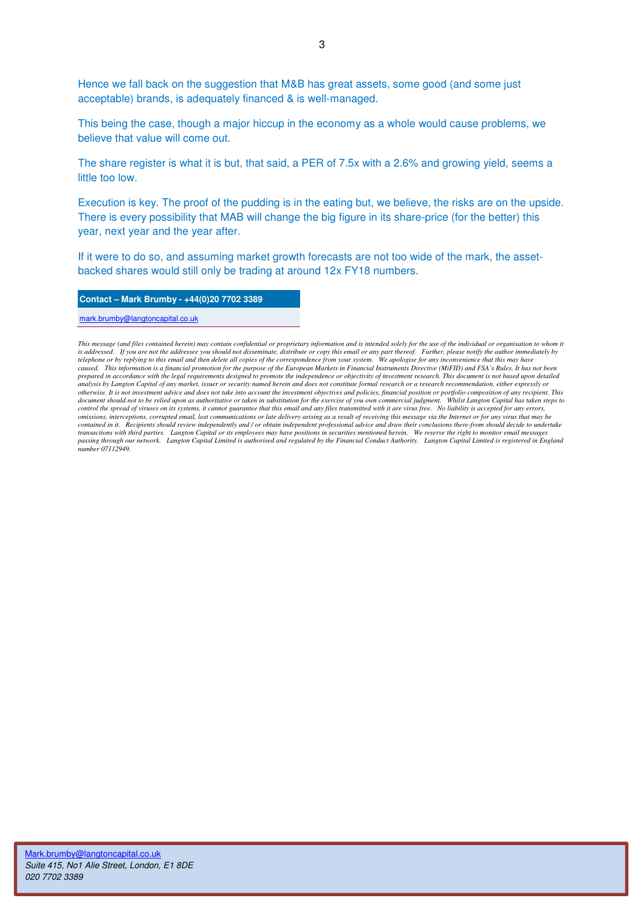Hence we fall back on the suggestion that M&B has great assets, some good (and some just acceptable) brands, is adequately financed & is well-managed.

This being the case, though a major hiccup in the economy as a whole would cause problems, we believe that value will come out.

The share register is what it is but, that said, a PER of 7.5x with a 2.6% and growing yield, seems a little too low.

Execution is key. The proof of the pudding is in the eating but, we believe, the risks are on the upside. There is every possibility that MAB will change the big figure in its share-price (for the better) this year, next year and the year after.

If it were to do so, and assuming market growth forecasts are not too wide of the mark, the asset-backed shares would still only be trading at around 12x FY18 numbers.

| **Contact – Mark Brumby - +44(0)20 7702 3389** |
| --- |
| mark.brumby@langtoncapital.co.uk |

*This message (and files contained herein) may contain confidential or proprietary information and is intended solely for the use of the individual or organisation to whom it is addressed. If you are not the addressee you should not disseminate, distribute or copy this email or any part thereof. Further, please notify the author immediately by telephone or by replying to this email and then delete all copies of the correspondence from your system. We apologise for any inconvenience that this may have caused. This information is a financial promotion for the purpose of the European Markets in Financial Instruments Directive (MiFID) and FSA's Rules. It has not been prepared in accordance with the legal requirements designed to promote the independence or objectivity of investment research. This document is not based upon detailed analysis by Langton Capital of any market, issuer or security named herein and does not constitute formal research or a research recommendation, either expressly or otherwise. It is not investment advice and does not take into account the investment objectives and policies, financial position or portfolio composition of any recipient. This document should not to be relied upon as authoritative or taken in substitution for the exercise of you own commercial judgment. Whilst Langton Capital has taken steps to control the spread of viruses on its systems, it cannot guarantee that this email and any files transmitted with it are virus free. No liability is accepted for any errors, omissions, interceptions, corrupted email, lost communications or late delivery arising as a result of receiving this message via the Internet or for any virus that may be contained in it. Recipients should review independently and / or obtain independent professional advice and draw their conclusions there-from should decide to undertake transactions with third parties. Langton Capital or its employees may have positions in securities mentioned herein. We reserve the right to monitor email messages passing through our network. Langton Capital Limited is authorised and regulated by the Financial Conduct Authority. Langton Capital Limited is registered in England number 07112949.*

Mark.brumby@langtoncapital.co.uk
*Suite 415, No1 Alie Street, London, E1 8DE*
*020 7702 3389*